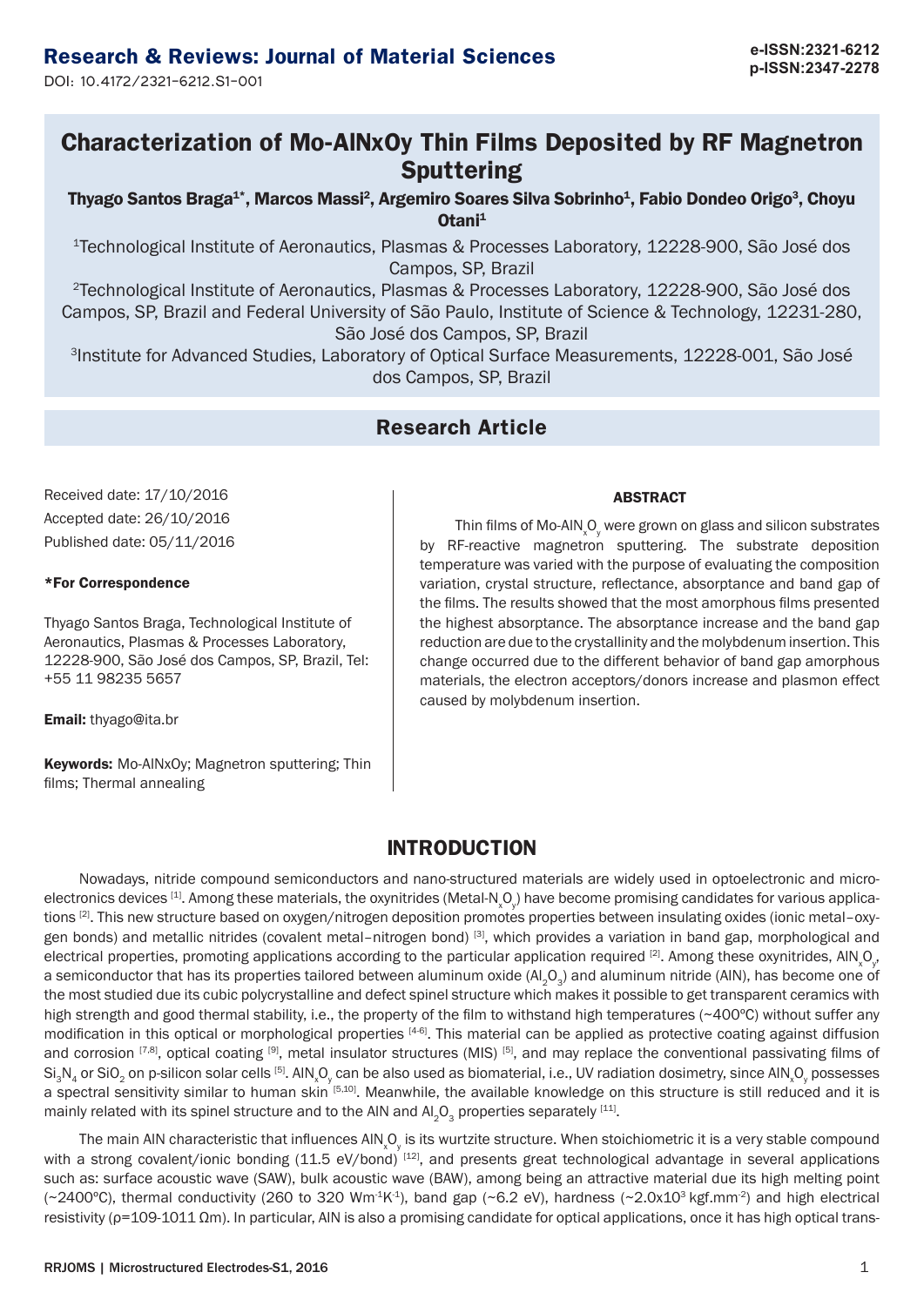# Characterization of Mo-AlNxOy Thin Films Deposited by RF Magnetron Sputtering

**Thyago Santos Braga[1*], Marcos Massi[2], Argemiro Soares Silva Sobrinho[1], Fabio Dondeo Origo[3], Choyu Otani[1]**

[1]Technological Institute of Aeronautics, Plasmas & Processes Laboratory, 12228-900, São José dos Campos, SP, Brazil

[2]Technological Institute of Aeronautics, Plasmas & Processes Laboratory, 12228-900, São José dos Campos, SP, Brazil and Federal University of São Paulo, Institute of Science & Technology, 12231-280, São José dos Campos, SP, Brazil

[3]Institute for Advanced Studies, Laboratory of Optical Surface Measurements, 12228-001, São José dos Campos, SP, Brazil

## Research Article

Received date: 17/10/2016

Accepted date: 26/10/2016

Published date: 05/11/2016

**\*For Correspondence**

Thyago Santos Braga, Technological Institute of Aeronautics, Plasmas & Processes Laboratory, 12228-900, São José dos Campos, SP, Brazil, Tel: +55 11 98235 5657

**Email:** thyago@ita.br

**Keywords:** Mo-AlNxOy; Magnetron sputtering; Thin films; Thermal annealing

### ABSTRACT

Thin films of Mo-$AlN_xO_y$ were grown on glass and silicon substrates by RF-reactive magnetron sputtering. The substrate deposition temperature was varied with the purpose of evaluating the composition variation, crystal structure, reflectance, absorptance and band gap of the films. The results showed that the most amorphous films presented the highest absorptance. The absorptance increase and the band gap reduction are due to the crystallinity and the molybdenum insertion. This change occurred due to the different behavior of band gap amorphous materials, the electron acceptors/donors increase and plasmon effect caused by molybdenum insertion.

## INTRODUCTION

Nowadays, nitride compound semiconductors and nano-structured materials are widely used in optoelectronic and micro-electronics devices [1]. Among these materials, the oxynitrides (Metal-$N_xO_y$) have become promising candidates for various applications [2]. This new structure based on oxygen/nitrogen deposition promotes properties between insulating oxides (ionic metal–oxygen bonds) and metallic nitrides (covalent metal–nitrogen bond) [3], which provides a variation in band gap, morphological and electrical properties, promoting applications according to the particular application required [2]. Among these oxynitrides, $AlN_xO_y$, a semiconductor that has its properties tailored between aluminum oxide ($Al_2O_3$) and aluminum nitride (AlN), has become one of the most studied due its cubic polycrystalline and defect spinel structure which makes it possible to get transparent ceramics with high strength and good thermal stability, i.e., the property of the film to withstand high temperatures (~400ºC) without suffer any modification in this optical or morphological properties [4-6]. This material can be applied as protective coating against diffusion and corrosion [7,8], optical coating [9], metal insulator structures (MIS) [5], and may replace the conventional passivating films of $Si_3N_4$ or $SiO_2$ on p-silicon solar cells [5]. $AlN_xO_y$ can be also used as biomaterial, i.e., UV radiation dosimetry, since $AlN_xO_y$ possesses a spectral sensitivity similar to human skin [5,10]. Meanwhile, the available knowledge on this structure is still reduced and it is mainly related with its spinel structure and to the AlN and $Al_2O_3$ properties separately [11].

The main AlN characteristic that influences $AlN_xO_y$ is its wurtzite structure. When stoichiometric it is a very stable compound with a strong covalent/ionic bonding (11.5 eV/bond) [12], and presents great technological advantage in several applications such as: surface acoustic wave (SAW), bulk acoustic wave (BAW), among being an attractive material due its high melting point (~2400ºC), thermal conductivity (260 to 320 $Wm^{-1}K^{-1}$), band gap (~6.2 eV), hardness (~$2.0 \times 10^3$ $kgf.mm^{-2}$) and high electrical resistivity (ρ=109-1011 Ωm). In particular, AlN is also a promising candidate for optical applications, once it has high optical trans-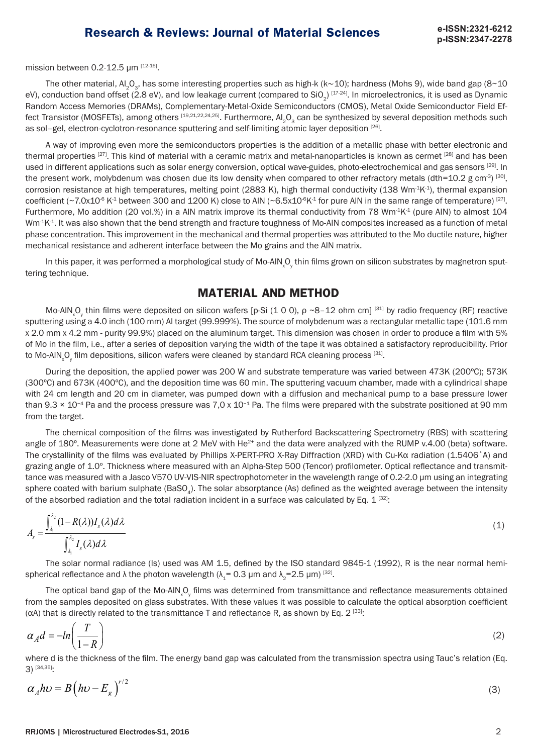mission between 0.2-12.5 μm [12-16].

The other material, $Al_2O_3$, has some interesting properties such as high-k (k~10); hardness (Mohs 9), wide band gap (8~10 eV), conduction band offset (2.8 eV), and low leakage current (compared to $SiO_2$) [17-24]. In microelectronics, it is used as Dynamic Random Access Memories (DRAMs), Complementary-Metal-Oxide Semiconductors (CMOS), Metal Oxide Semiconductor Field Effect Transistor (MOSFETs), among others [19,21,22,24,25]. Furthermore, $Al_2O_3$ can be synthesized by several deposition methods such as sol–gel, electron-cyclotron-resonance sputtering and self-limiting atomic layer deposition [26].

A way of improving even more the semiconductors properties is the addition of a metallic phase with better electronic and thermal properties [27]. This kind of material with a ceramic matrix and metal-nanoparticles is known as cermet [28] and has been used in different applications such as solar energy conversion, optical wave-guides, photo-electrochemical and gas sensors [29]. In the present work, molybdenum was chosen due its low density when compared to other refractory metals (dth=10.2 g $cm^{-3}$) [30], corrosion resistance at high temperatures, melting point (2883 K), high thermal conductivity (138 $Wm^{-1}K^{-1}$), thermal expansion coefficient (~$7.0 \times 10^{-6}$ $K^{-1}$ between 300 and 1200 K) close to AlN (~$6.5 \times 10^{-6} K^{-1}$ for pure AlN in the same range of temperature) [27]. Furthermore, Mo addition (20 vol.%) in a AlN matrix improve its thermal conductivity from 78 $Wm^{-1}K^{-1}$ (pure AlN) to almost 104 $Wm^{-1}K^{-1}$. It was also shown that the bend strength and fracture toughness of Mo-AlN composites increased as a function of metal phase concentration. This improvement in the mechanical and thermal properties was attributed to the Mo ductile nature, higher mechanical resistance and adherent interface between the Mo grains and the AlN matrix.

In this paper, it was performed a morphological study of Mo-$AlN_xO_y$ thin films grown on silicon substrates by magnetron sputtering technique.

## MATERIAL AND METHOD

Mo-$AlN_xO_y$ thin films were deposited on silicon wafers [p-Si (1 0 0), ρ ~8–12 ohm cm] [31] by radio frequency (RF) reactive sputtering using a 4.0 inch (100 mm) Al target (99.999%). The source of molybdenum was a rectangular metallic tape (101.6 mm x 2.0 mm x 4.2 mm - purity 99.9%) placed on the aluminum target. This dimension was chosen in order to produce a film with 5% of Mo in the film, i.e., after a series of deposition varying the width of the tape it was obtained a satisfactory reproducibility. Prior to Mo-$AlN_xO_y$ film depositions, silicon wafers were cleaned by standard RCA cleaning process [31].

During the deposition, the applied power was 200 W and substrate temperature was varied between 473K (200ºC); 573K (300ºC) and 673K (400ºC), and the deposition time was 60 min. The sputtering vacuum chamber, made with a cylindrical shape with 24 cm length and 20 cm in diameter, was pumped down with a diffusion and mechanical pump to a base pressure lower than $9.3 \times 10^{-4}$ Pa and the process pressure was $7{,}0 \times 10^{-1}$ Pa. The films were prepared with the substrate positioned at 90 mm from the target.

The chemical composition of the films was investigated by Rutherford Backscattering Spectrometry (RBS) with scattering angle of 180º. Measurements were done at 2 MeV with $He^{2+}$ and the data were analyzed with the RUMP v.4.00 (beta) software. The crystallinity of the films was evaluated by Phillips X-PERT-PRO X-Ray Diffraction (XRD) with Cu-Kα radiation (1.5406 ˚A) and grazing angle of 1.0º. Thickness where measured with an Alpha-Step 500 (Tencor) profilometer. Optical reflectance and transmittance was measured with a Jasco V570 UV-VIS-NIR spectrophotometer in the wavelength range of 0.2-2.0 μm using an integrating sphere coated with barium sulphate ($BaSO_4$). The solar absorptance (As) defined as the weighted average between the intensity of the absorbed radiation and the total radiation incident in a surface was calculated by Eq. 1 [32]:

$$A_s = \frac{\int_{\lambda_1}^{\lambda_2} (1 - R(\lambda)) I_s(\lambda) d\lambda}{\int_{\lambda_1}^{\lambda_2} I_s(\lambda) d\lambda} \quad (1)$$

The solar normal radiance (Is) used was AM 1.5, defined by the ISO standard 9845-1 (1992), R is the near normal hemispherical reflectance and λ the photon wavelength ($\lambda_1$= 0.3 μm and $\lambda_2$=2.5 μm) [32].

The optical band gap of the Mo-$AlN_xO_y$ films was determined from transmittance and reflectance measurements obtained from the samples deposited on glass substrates. With these values it was possible to calculate the optical absorption coefficient (αA) that is directly related to the transmittance T and reflectance R, as shown by Eq. 2 [33]:

$$\alpha_A d = -ln\left(\frac{T}{1-R}\right) \quad (2)$$

where d is the thickness of the film. The energy band gap was calculated from the transmission spectra using Tauc's relation (Eq. 3) [34,35]:

$$\alpha_A h\upsilon = B\left(h\upsilon - E_g\right)^{r/2} \quad (3)$$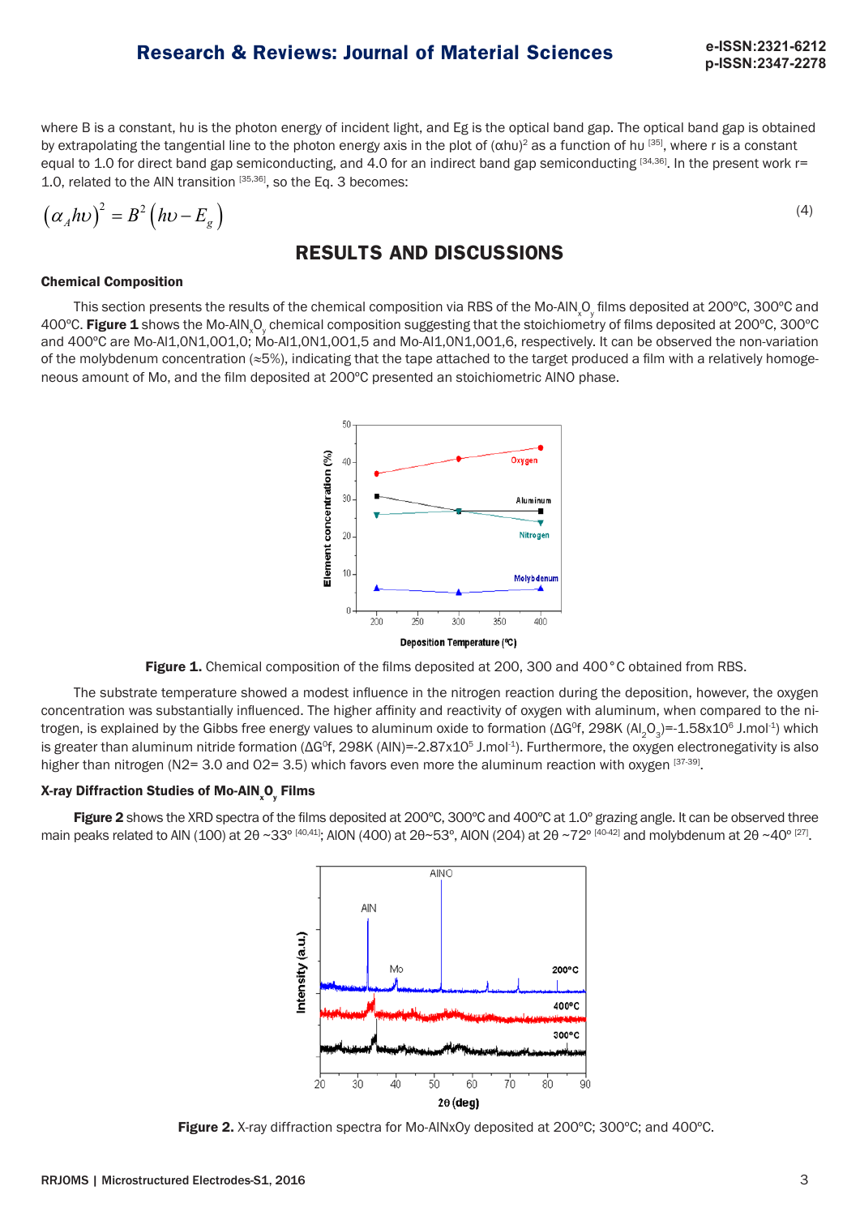where B is a constant, hυ is the photon energy of incident light, and Eg is the optical band gap. The optical band gap is obtained by extrapolating the tangential line to the photon energy axis in the plot of $(\alpha h\upsilon)^2$ as a function of hυ [35], where r is a constant equal to 1.0 for direct band gap semiconducting, and 4.0 for an indirect band gap semiconducting [34,36]. In the present work r= 1.0, related to the AlN transition [35,36], so the Eq. 3 becomes:

$$(\alpha_A h\upsilon)^2 = B^2 (h\upsilon - E_g) \tag{4}$$

## RESULTS AND DISCUSSIONS

### Chemical Composition

This section presents the results of the chemical composition via RBS of the Mo-AlN$_x$O$_y$ films deposited at 200ºC, 300ºC and 400ºC. **Figure 1** shows the Mo-AlN$_x$O$_y$ chemical composition suggesting that the stoichiometry of films deposited at 200ºC, 300ºC and 400ºC are Mo-Al1,0N1,0O1,0; Mo-Al1,0N1,0O1,5 and Mo-Al1,0N1,0O1,6, respectively. It can be observed the non-variation of the molybdenum concentration (≈5%), indicating that the tape attached to the target produced a film with a relatively homogeneous amount of Mo, and the film deposited at 200ºC presented an stoichiometric AlNO phase.

**Figure 1.** Chemical composition of the films deposited at 200, 300 and 400 °C obtained from RBS.

The substrate temperature showed a modest influence in the nitrogen reaction during the deposition, however, the oxygen concentration was substantially influenced. The higher affinity and reactivity of oxygen with aluminum, when compared to the nitrogen, is explained by the Gibbs free energy values to aluminum oxide to formation ($\Delta G^0$f, 298K ($Al_2O_3$)=-1.58x10$^6$ J.mol$^{-1}$) which is greater than aluminum nitride formation ($\Delta G^0$f, 298K (AlN)=-2.87x10$^5$ J.mol$^{-1}$). Furthermore, the oxygen electronegativity is also higher than nitrogen (N2= 3.0 and O2= 3.5) which favors even more the aluminum reaction with oxygen [37-39].

### X-ray Diffraction Studies of Mo-AlN$_x$O$_y$ Films

**Figure 2** shows the XRD spectra of the films deposited at 200ºC, 300ºC and 400ºC at 1.0º grazing angle. It can be observed three main peaks related to AlN (100) at 2θ ~33º [40,41]; AlON (400) at 2θ~53º, AlON (204) at 2θ ~72º [40-42] and molybdenum at 2θ ~40º [27].

**Figure 2.** X-ray diffraction spectra for Mo-AlNxOy deposited at 200ºC; 300ºC; and 400ºC.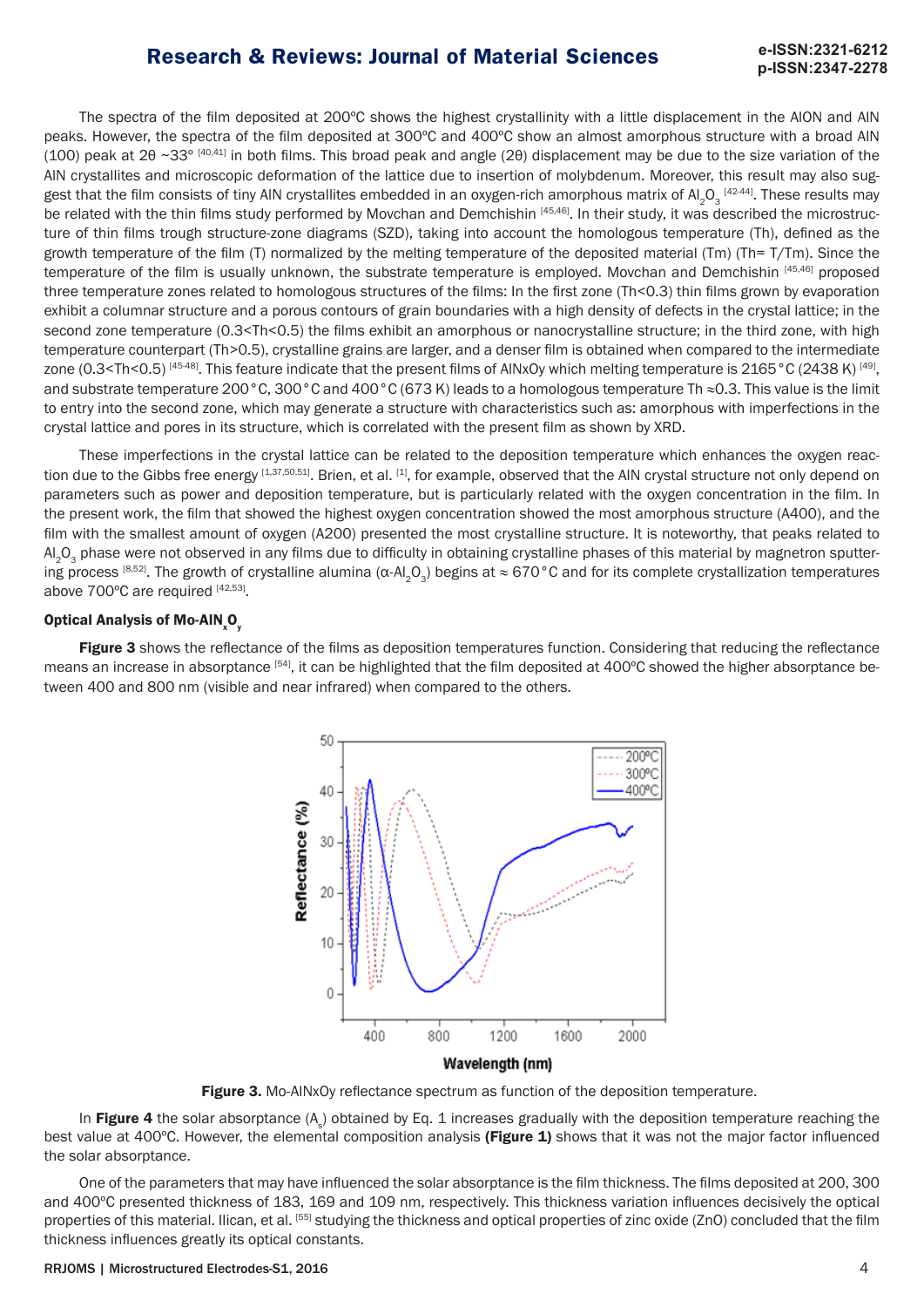The spectra of the film deposited at 200ºC shows the highest crystallinity with a little displacement in the AlON and AlN peaks. However, the spectra of the film deposited at 300ºC and 400ºC show an almost amorphous structure with a broad AlN (100) peak at 2θ ~33° [40,41] in both films. This broad peak and angle (2θ) displacement may be due to the size variation of the AlN crystallites and microscopic deformation of the lattice due to insertion of molybdenum. Moreover, this result may also suggest that the film consists of tiny AlN crystallites embedded in an oxygen-rich amorphous matrix of $Al_2O_3$ [42-44]. These results may be related with the thin films study performed by Movchan and Demchishin [45,46]. In their study, it was described the microstructure of thin films trough structure-zone diagrams (SZD), taking into account the homologous temperature (Th), defined as the growth temperature of the film (T) normalized by the melting temperature of the deposited material (Tm) (Th= T/Tm). Since the temperature of the film is usually unknown, the substrate temperature is employed. Movchan and Demchishin [45,46] proposed three temperature zones related to homologous structures of the films: In the first zone (Th<0.3) thin films grown by evaporation exhibit a columnar structure and a porous contours of grain boundaries with a high density of defects in the crystal lattice; in the second zone temperature (0.3<Th<0.5) the films exhibit an amorphous or nanocrystalline structure; in the third zone, with high temperature counterpart (Th>0.5), crystalline grains are larger, and a denser film is obtained when compared to the intermediate zone (0.3<Th<0.5) [45-48]. This feature indicate that the present films of AlNxOy which melting temperature is 2165 °C (2438 K) [49], and substrate temperature 200 °C, 300 °C and 400 °C (673 K) leads to a homologous temperature Th ≈0.3. This value is the limit to entry into the second zone, which may generate a structure with characteristics such as: amorphous with imperfections in the crystal lattice and pores in its structure, which is correlated with the present film as shown by XRD.

These imperfections in the crystal lattice can be related to the deposition temperature which enhances the oxygen reaction due to the Gibbs free energy [1,37,50,51]. Brien, et al. [1], for example, observed that the AlN crystal structure not only depend on parameters such as power and deposition temperature, but is particularly related with the oxygen concentration in the film. In the present work, the film that showed the highest oxygen concentration showed the most amorphous structure (A400), and the film with the smallest amount of oxygen (A200) presented the most crystalline structure. It is noteworthy, that peaks related to $Al_2O_3$ phase were not observed in any films due to difficulty in obtaining crystalline phases of this material by magnetron sputtering process [8,52]. The growth of crystalline alumina ($\alpha$-$Al_2O_3$) begins at ≈ 670 °C and for its complete crystallization temperatures above 700ºC are required [42,53].

#### Optical Analysis of Mo-$AlN_xO_y$

**Figure 3** shows the reflectance of the films as deposition temperatures function. Considering that reducing the reflectance means an increase in absorptance [54], it can be highlighted that the film deposited at 400ºC showed the higher absorptance between 400 and 800 nm (visible and near infrared) when compared to the others.

**Figure 3.** Mo-AlNxOy reflectance spectrum as function of the deposition temperature.

In **Figure 4** the solar absorptance ($A_s$) obtained by Eq. 1 increases gradually with the deposition temperature reaching the best value at 400ºC. However, the elemental composition analysis **(Figure 1)** shows that it was not the major factor influenced the solar absorptance.

One of the parameters that may have influenced the solar absorptance is the film thickness. The films deposited at 200, 300 and 400ºC presented thickness of 183, 169 and 109 nm, respectively. This thickness variation influences decisively the optical properties of this material. Ilican, et al. [55] studying the thickness and optical properties of zinc oxide (ZnO) concluded that the film thickness influences greatly its optical constants.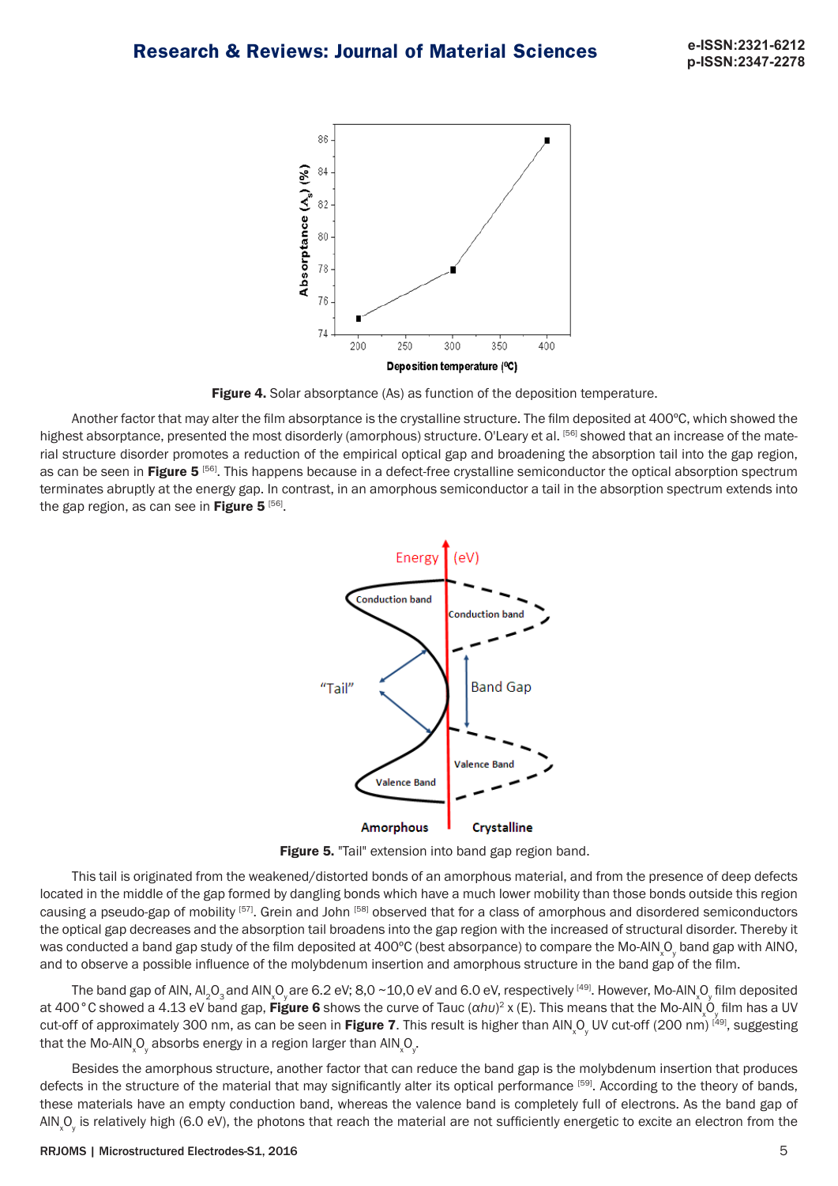**Figure 4.** Solar absorptance (As) as function of the deposition temperature.

Another factor that may alter the film absorptance is the crystalline structure. The film deposited at 400ºC, which showed the highest absorptance, presented the most disorderly (amorphous) structure. O'Leary et al. [56] showed that an increase of the material structure disorder promotes a reduction of the empirical optical gap and broadening the absorption tail into the gap region, as can be seen in **Figure 5** [56]. This happens because in a defect-free crystalline semiconductor the optical absorption spectrum terminates abruptly at the energy gap. In contrast, in an amorphous semiconductor a tail in the absorption spectrum extends into the gap region, as can see in **Figure 5** [56].

**Figure 5.** "Tail" extension into band gap region band.

This tail is originated from the weakened/distorted bonds of an amorphous material, and from the presence of deep defects located in the middle of the gap formed by dangling bonds which have a much lower mobility than those bonds outside this region causing a pseudo-gap of mobility [57]. Grein and John [58] observed that for a class of amorphous and disordered semiconductors the optical gap decreases and the absorption tail broadens into the gap region with the increased of structural disorder. Thereby it was conducted a band gap study of the film deposited at 400ºC (best absorpance) to compare the Mo-$AlN_xO_y$ band gap with AlNO, and to observe a possible influence of the molybdenum insertion and amorphous structure in the band gap of the film.

The band gap of AlN, $Al_2O_3$ and $AlN_xO_y$ are 6.2 eV; 8,0 ~10,0 eV and 6.0 eV, respectively [49]. However, Mo-$AlN_xO_y$ film deposited at 400 °C showed a 4.13 eV band gap, **Figure 6** shows the curve of Tauc $(\alpha h\upsilon)^2$ x (E). This means that the Mo-$AlN_xO_y$ film has a UV cut-off of approximately 300 nm, as can be seen in **Figure 7**. This result is higher than $AlN_xO_y$ UV cut-off (200 nm) [49], suggesting that the Mo-$AlN_xO_y$ absorbs energy in a region larger than $AlN_xO_y$.

Besides the amorphous structure, another factor that can reduce the band gap is the molybdenum insertion that produces defects in the structure of the material that may significantly alter its optical performance [59]. According to the theory of bands, these materials have an empty conduction band, whereas the valence band is completely full of electrons. As the band gap of $AlN_xO_y$ is relatively high (6.0 eV), the photons that reach the material are not sufficiently energetic to excite an electron from the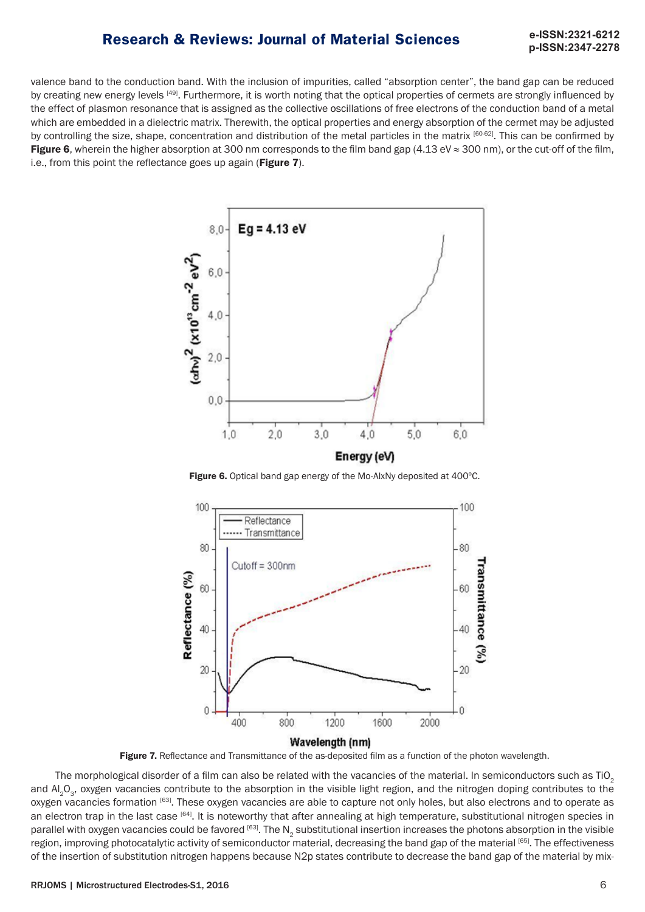valence band to the conduction band. With the inclusion of impurities, called "absorption center", the band gap can be reduced by creating new energy levels [49]. Furthermore, it is worth noting that the optical properties of cermets are strongly influenced by the effect of plasmon resonance that is assigned as the collective oscillations of free electrons of the conduction band of a metal which are embedded in a dielectric matrix. Therewith, the optical properties and energy absorption of the cermet may be adjusted by controlling the size, shape, concentration and distribution of the metal particles in the matrix [60-62]. This can be confirmed by **Figure 6**, wherein the higher absorption at 300 nm corresponds to the film band gap (4.13 eV ≈ 300 nm), or the cut-off of the film, i.e., from this point the reflectance goes up again (**Figure 7**).

**Figure 6.** Optical band gap energy of the Mo-AlxNy deposited at 400°C.

**Figure 7.** Reflectance and Transmittance of the as-deposited film as a function of the photon wavelength.

The morphological disorder of a film can also be related with the vacancies of the material. In semiconductors such as $TiO_2$ and $Al_2O_3$, oxygen vacancies contribute to the absorption in the visible light region, and the nitrogen doping contributes to the oxygen vacancies formation [63]. These oxygen vacancies are able to capture not only holes, but also electrons and to operate as an electron trap in the last case [64]. It is noteworthy that after annealing at high temperature, substitutional nitrogen species in parallel with oxygen vacancies could be favored [63]. The $N_2$ substitutional insertion increases the photons absorption in the visible region, improving photocatalytic activity of semiconductor material, decreasing the band gap of the material [65]. The effectiveness of the insertion of substitution nitrogen happens because N2p states contribute to decrease the band gap of the material by mix-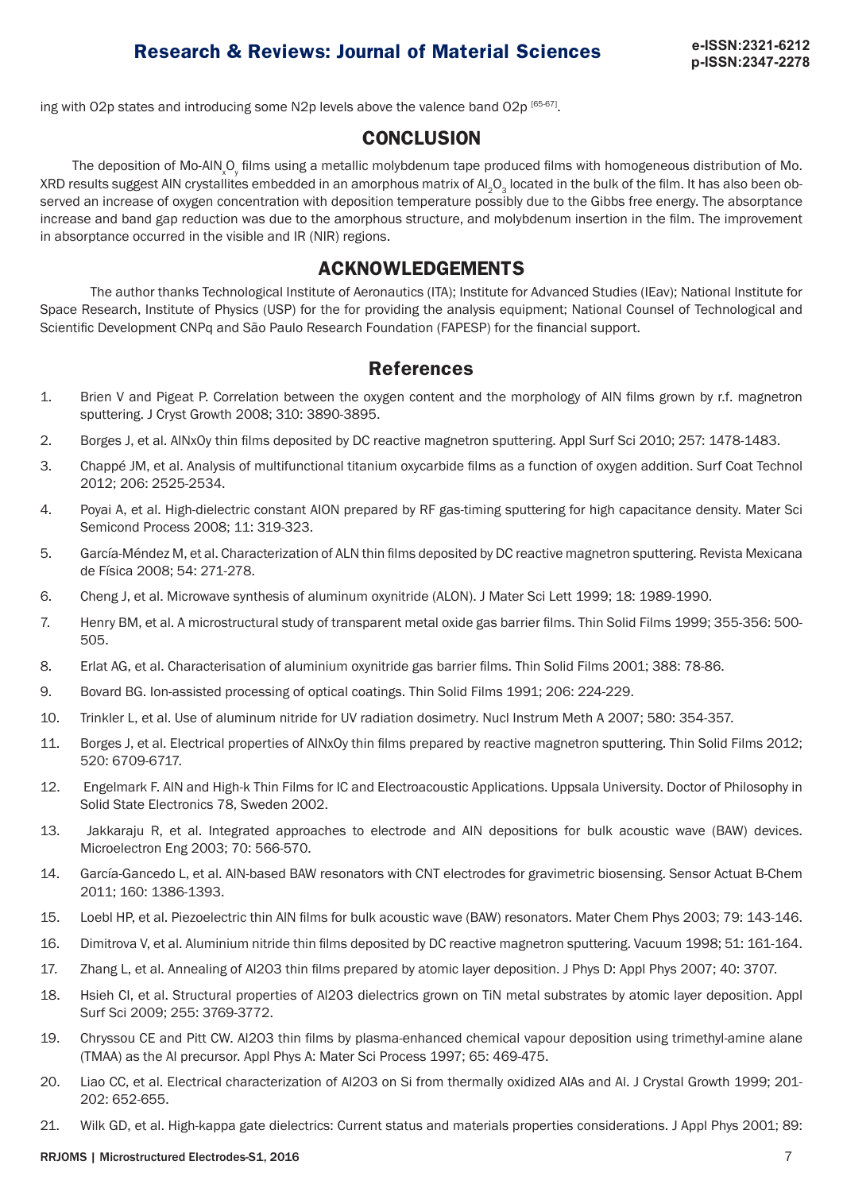ing with O2p states and introducing some N2p levels above the valence band O2p [65-67].

## CONCLUSION

The deposition of Mo-AlN$_x$O$_y$ films using a metallic molybdenum tape produced films with homogeneous distribution of Mo. XRD results suggest AlN crystallites embedded in an amorphous matrix of $Al_2O_3$ located in the bulk of the film. It has also been observed an increase of oxygen concentration with deposition temperature possibly due to the Gibbs free energy. The absorptance increase and band gap reduction was due to the amorphous structure, and molybdenum insertion in the film. The improvement in absorptance occurred in the visible and IR (NIR) regions.

## ACKNOWLEDGEMENTS

The author thanks Technological Institute of Aeronautics (ITA); Institute for Advanced Studies (IEav); National Institute for Space Research, Institute of Physics (USP) for the for providing the analysis equipment; National Counsel of Technological and Scientific Development CNPq and São Paulo Research Foundation (FAPESP) for the financial support.

## References

1. Brien V and Pigeat P. Correlation between the oxygen content and the morphology of AlN films grown by r.f. magnetron sputtering. J Cryst Growth 2008; 310: 3890-3895.
2. Borges J, et al. AlNxOy thin films deposited by DC reactive magnetron sputtering. Appl Surf Sci 2010; 257: 1478-1483.
3. Chappé JM, et al. Analysis of multifunctional titanium oxycarbide films as a function of oxygen addition. Surf Coat Technol 2012; 206: 2525-2534.
4. Poyai A, et al. High-dielectric constant AlON prepared by RF gas-timing sputtering for high capacitance density. Mater Sci Semicond Process 2008; 11: 319-323.
5. García-Méndez M, et al. Characterization of ALN thin films deposited by DC reactive magnetron sputtering. Revista Mexicana de Física 2008; 54: 271-278.
6. Cheng J, et al. Microwave synthesis of aluminum oxynitride (ALON). J Mater Sci Lett 1999; 18: 1989-1990.
7. Henry BM, et al. A microstructural study of transparent metal oxide gas barrier films. Thin Solid Films 1999; 355-356: 500-505.
8. Erlat AG, et al. Characterisation of aluminium oxynitride gas barrier films. Thin Solid Films 2001; 388: 78-86.
9. Bovard BG. Ion-assisted processing of optical coatings. Thin Solid Films 1991; 206: 224-229.
10. Trinkler L, et al. Use of aluminum nitride for UV radiation dosimetry. Nucl Instrum Meth A 2007; 580: 354-357.
11. Borges J, et al. Electrical properties of AlNxOy thin films prepared by reactive magnetron sputtering. Thin Solid Films 2012; 520: 6709-6717.
12. Engelmark F. AlN and High-k Thin Films for IC and Electroacoustic Applications. Uppsala University. Doctor of Philosophy in Solid State Electronics 78, Sweden 2002.
13. Jakkaraju R, et al. Integrated approaches to electrode and AlN depositions for bulk acoustic wave (BAW) devices. Microelectron Eng 2003; 70: 566-570.
14. García-Gancedo L, et al. AlN-based BAW resonators with CNT electrodes for gravimetric biosensing. Sensor Actuat B-Chem 2011; 160: 1386-1393.
15. Loebl HP, et al. Piezoelectric thin AlN films for bulk acoustic wave (BAW) resonators. Mater Chem Phys 2003; 79: 143-146.
16. Dimitrova V, et al. Aluminium nitride thin films deposited by DC reactive magnetron sputtering. Vacuum 1998; 51: 161-164.
17. Zhang L, et al. Annealing of Al2O3 thin films prepared by atomic layer deposition. J Phys D: Appl Phys 2007; 40: 3707.
18. Hsieh CI, et al. Structural properties of Al2O3 dielectrics grown on TiN metal substrates by atomic layer deposition. Appl Surf Sci 2009; 255: 3769-3772.
19. Chryssou CE and Pitt CW. Al2O3 thin films by plasma-enhanced chemical vapour deposition using trimethyl-amine alane (TMAA) as the Al precursor. Appl Phys A: Mater Sci Process 1997; 65: 469-475.
20. Liao CC, et al. Electrical characterization of Al2O3 on Si from thermally oxidized AlAs and Al. J Crystal Growth 1999; 201-202: 652-655.
21. Wilk GD, et al. High-kappa gate dielectrics: Current status and materials properties considerations. J Appl Phys 2001; 89: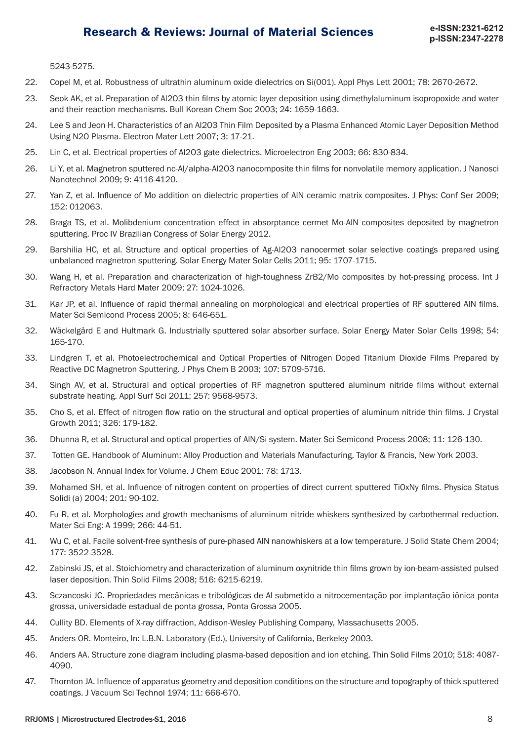5243-5275.

22. Copel M, et al. Robustness of ultrathin aluminum oxide dielectrics on Si(001). Appl Phys Lett 2001; 78: 2670-2672.

23. Seok AK, et al. Preparation of $Al_2O_3$ thin films by atomic layer deposition using dimethylaluminum isopropoxide and water and their reaction mechanisms. Bull Korean Chem Soc 2003; 24: 1659-1663.

24. Lee S and Jeon H. Characteristics of an $Al_2O_3$ Thin Film Deposited by a Plasma Enhanced Atomic Layer Deposition Method Using $N_2O$ Plasma. Electron Mater Lett 2007; 3: 17-21.

25. Lin C, et al. Electrical properties of $Al_2O_3$ gate dielectrics. Microelectron Eng 2003; 66: 830-834.

26. Li Y, et al. Magnetron sputtered nc-Al/alpha-$Al_2O_3$ nanocomposite thin films for nonvolatile memory application. J Nanosci Nanotechnol 2009; 9: 4116-4120.

27. Yan Z, et al. Influence of Mo addition on dielectric properties of AlN ceramic matrix composites. J Phys: Conf Ser 2009; 152: 012063.

28. Braga TS, et al. Molibdenium concentration effect in absorptance cermet Mo-AlN composites deposited by magnetron sputtering. Proc IV Brazilian Congress of Solar Energy 2012.

29. Barshilia HC, et al. Structure and optical properties of Ag-$Al_2O_3$ nanocermet solar selective coatings prepared using unbalanced magnetron sputtering. Solar Energy Mater Solar Cells 2011; 95: 1707-1715.

30. Wang H, et al. Preparation and characterization of high-toughness $ZrB_2$/Mo composites by hot-pressing process. Int J Refractory Metals Hard Mater 2009; 27: 1024-1026.

31. Kar JP, et al. Influence of rapid thermal annealing on morphological and electrical properties of RF sputtered AlN films. Mater Sci Semicond Process 2005; 8: 646-651.

32. Wäckelgård E and Hultmark G. Industrially sputtered solar absorber surface. Solar Energy Mater Solar Cells 1998; 54: 165-170.

33. Lindgren T, et al. Photoelectrochemical and Optical Properties of Nitrogen Doped Titanium Dioxide Films Prepared by Reactive DC Magnetron Sputtering. J Phys Chem B 2003; 107: 5709-5716.

34. Singh AV, et al. Structural and optical properties of RF magnetron sputtered aluminum nitride films without external substrate heating. Appl Surf Sci 2011; 257: 9568-9573.

35. Cho S, et al. Effect of nitrogen flow ratio on the structural and optical properties of aluminum nitride thin films. J Crystal Growth 2011; 326: 179-182.

36. Dhunna R, et al. Structural and optical properties of AlN/Si system. Mater Sci Semicond Process 2008; 11: 126-130.

37. Totten GE. Handbook of Aluminum: Alloy Production and Materials Manufacturing, Taylor & Francis, New York 2003.

38. Jacobson N. Annual Index for Volume. J Chem Educ 2001; 78: 1713.

39. Mohamed SH, et al. Influence of nitrogen content on properties of direct current sputtered $TiO_xN_y$ films. Physica Status Solidi (a) 2004; 201: 90-102.

40. Fu R, et al. Morphologies and growth mechanisms of aluminum nitride whiskers synthesized by carbothermal reduction. Mater Sci Eng: A 1999; 266: 44-51.

41. Wu C, et al. Facile solvent-free synthesis of pure-phased AlN nanowhiskers at a low temperature. J Solid State Chem 2004; 177: 3522-3528.

42. Zabinski JS, et al. Stoichiometry and characterization of aluminum oxynitride thin films grown by ion-beam-assisted pulsed laser deposition. Thin Solid Films 2008; 516: 6215-6219.

43. Sczancoski JC. Propriedades mecânicas e tribológicas de Al submetido a nitrocementação por implantação iônica ponta grossa, universidade estadual de ponta grossa, Ponta Grossa 2005.

44. Cullity BD. Elements of X-ray diffraction, Addison-Wesley Publishing Company, Massachusetts 2005.

45. Anders OR. Monteiro, In: L.B.N. Laboratory (Ed.), University of California, Berkeley 2003.

46. Anders AA. Structure zone diagram including plasma-based deposition and ion etching. Thin Solid Films 2010; 518: 4087-4090.

47. Thornton JA. Influence of apparatus geometry and deposition conditions on the structure and topography of thick sputtered coatings. J Vacuum Sci Technol 1974; 11: 666-670.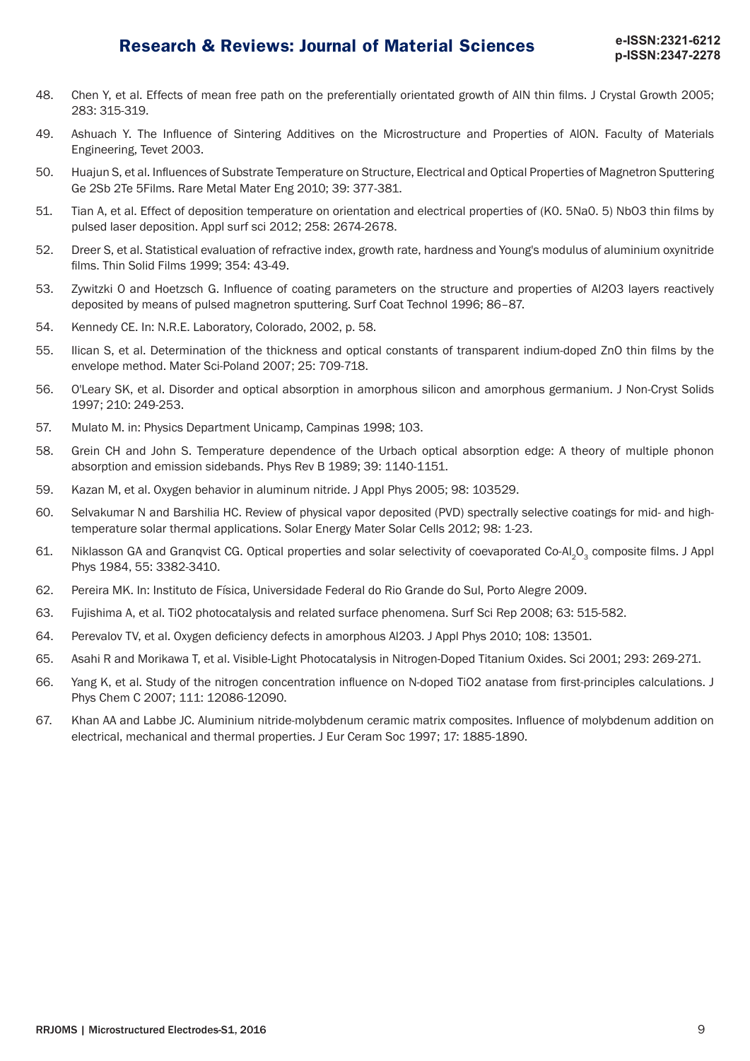48. Chen Y, et al. Effects of mean free path on the preferentially orientated growth of AlN thin films. J Crystal Growth 2005; 283: 315-319.

49. Ashuach Y. The Influence of Sintering Additives on the Microstructure and Properties of AlON. Faculty of Materials Engineering, Tevet 2003.

50. Huajun S, et al. Influences of Substrate Temperature on Structure, Electrical and Optical Properties of Magnetron Sputtering Ge 2Sb 2Te 5Films. Rare Metal Mater Eng 2010; 39: 377-381.

51. Tian A, et al. Effect of deposition temperature on orientation and electrical properties of (K0. 5Na0. 5) NbO3 thin films by pulsed laser deposition. Appl surf sci 2012; 258: 2674-2678.

52. Dreer S, et al. Statistical evaluation of refractive index, growth rate, hardness and Young's modulus of aluminium oxynitride films. Thin Solid Films 1999; 354: 43-49.

53. Zywitzki O and Hoetzsch G. Influence of coating parameters on the structure and properties of Al2O3 layers reactively deposited by means of pulsed magnetron sputtering. Surf Coat Technol 1996; 86–87.

54. Kennedy CE. In: N.R.E. Laboratory, Colorado, 2002, p. 58.

55. Ilican S, et al. Determination of the thickness and optical constants of transparent indium-doped ZnO thin films by the envelope method. Mater Sci-Poland 2007; 25: 709-718.

56. O'Leary SK, et al. Disorder and optical absorption in amorphous silicon and amorphous germanium. J Non-Cryst Solids 1997; 210: 249-253.

57. Mulato M. in: Physics Department Unicamp, Campinas 1998; 103.

58. Grein CH and John S. Temperature dependence of the Urbach optical absorption edge: A theory of multiple phonon absorption and emission sidebands. Phys Rev B 1989; 39: 1140-1151.

59. Kazan M, et al. Oxygen behavior in aluminum nitride. J Appl Phys 2005; 98: 103529.

60. Selvakumar N and Barshilia HC. Review of physical vapor deposited (PVD) spectrally selective coatings for mid- and high-temperature solar thermal applications. Solar Energy Mater Solar Cells 2012; 98: 1-23.

61. Niklasson GA and Granqvist CG. Optical properties and solar selectivity of coevaporated Co-$Al_2O_3$ composite films. J Appl Phys 1984, 55: 3382-3410.

62. Pereira MK. In: Instituto de Física, Universidade Federal do Rio Grande do Sul, Porto Alegre 2009.

63. Fujishima A, et al. TiO2 photocatalysis and related surface phenomena. Surf Sci Rep 2008; 63: 515-582.

64. Perevalov TV, et al. Oxygen deficiency defects in amorphous Al2O3. J Appl Phys 2010; 108: 13501.

65. Asahi R and Morikawa T, et al. Visible-Light Photocatalysis in Nitrogen-Doped Titanium Oxides. Sci 2001; 293: 269-271.

66. Yang K, et al. Study of the nitrogen concentration influence on N-doped TiO2 anatase from first-principles calculations. J Phys Chem C 2007; 111: 12086-12090.

67. Khan AA and Labbe JC. Aluminium nitride-molybdenum ceramic matrix composites. Influence of molybdenum addition on electrical, mechanical and thermal properties. J Eur Ceram Soc 1997; 17: 1885-1890.